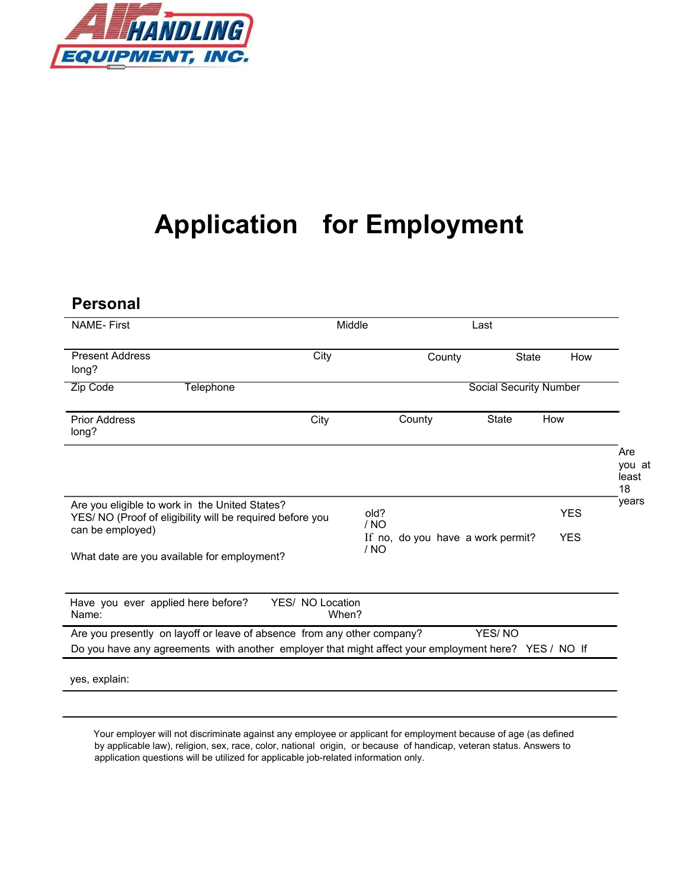AIR HANDLING EQUIPMENT, INC.

# Application for Employment

## Personal

NAME- First Middle Last

Present Address City County State How long?

Zip Code Telephone Social Security Number

Prior Address City County State How long?

Are you eligible to work in the United States? YES/ NO (Proof of eligibility will be required before you can be employed)

Are you at least 18 years old? YES / NO

If no, do you have a work permit? YES / NO

What date are you available for employment?

Have you ever applied here before? YES/ NO Location Name: When?

Are you presently on layoff or leave of absence from any other company? YES/ NO

Do you have any agreements with another employer that might affect your employment here? YES / NO If yes, explain:

Your employer will not discriminate against any employee or applicant for employment because of age (as defined by applicable law), religion, sex, race, color, national origin, or because of handicap, veteran status. Answers to application questions will be utilized for applicable job-related information only.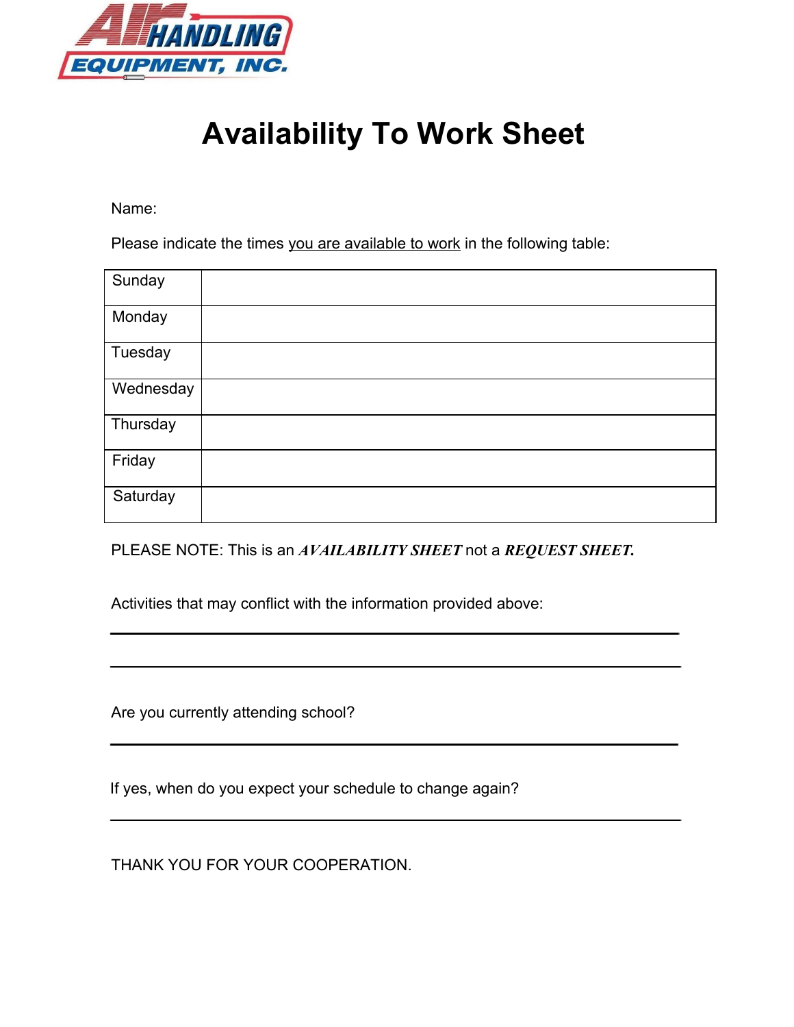AIR HANDLING EQUIPMENT, INC.

# Availability To Work Sheet

Name:

Please indicate the times <u>you are available to work</u> in the following table:

| | |
|---|---|
| Sunday | |
| Monday | |
| Tuesday | |
| Wednesday | |
| Thursday | |
| Friday | |
| Saturday | |

PLEASE NOTE: This is an ***AVAILABILITY SHEET*** not a ***REQUEST SHEET.***

Activities that may conflict with the information provided above:

\_\_\_\_\_\_\_\_\_\_\_\_\_\_\_\_\_\_\_\_\_\_\_\_\_\_\_\_\_\_\_\_\_\_\_\_\_\_\_\_\_\_\_\_\_\_\_\_\_\_\_\_\_\_\_\_\_\_

\_\_\_\_\_\_\_\_\_\_\_\_\_\_\_\_\_\_\_\_\_\_\_\_\_\_\_\_\_\_\_\_\_\_\_\_\_\_\_\_\_\_\_\_\_\_\_\_\_\_\_\_\_\_\_\_\_\_

Are you currently attending school?

\_\_\_\_\_\_\_\_\_\_\_\_\_\_\_\_\_\_\_\_\_\_\_\_\_\_\_\_\_\_\_\_\_\_\_\_\_\_\_\_\_\_\_\_\_\_\_\_\_\_\_\_\_\_\_\_\_\_

If yes, when do you expect your schedule to change again?

\_\_\_\_\_\_\_\_\_\_\_\_\_\_\_\_\_\_\_\_\_\_\_\_\_\_\_\_\_\_\_\_\_\_\_\_\_\_\_\_\_\_\_\_\_\_\_\_\_\_\_\_\_\_\_\_\_\_

THANK YOU FOR YOUR COOPERATION.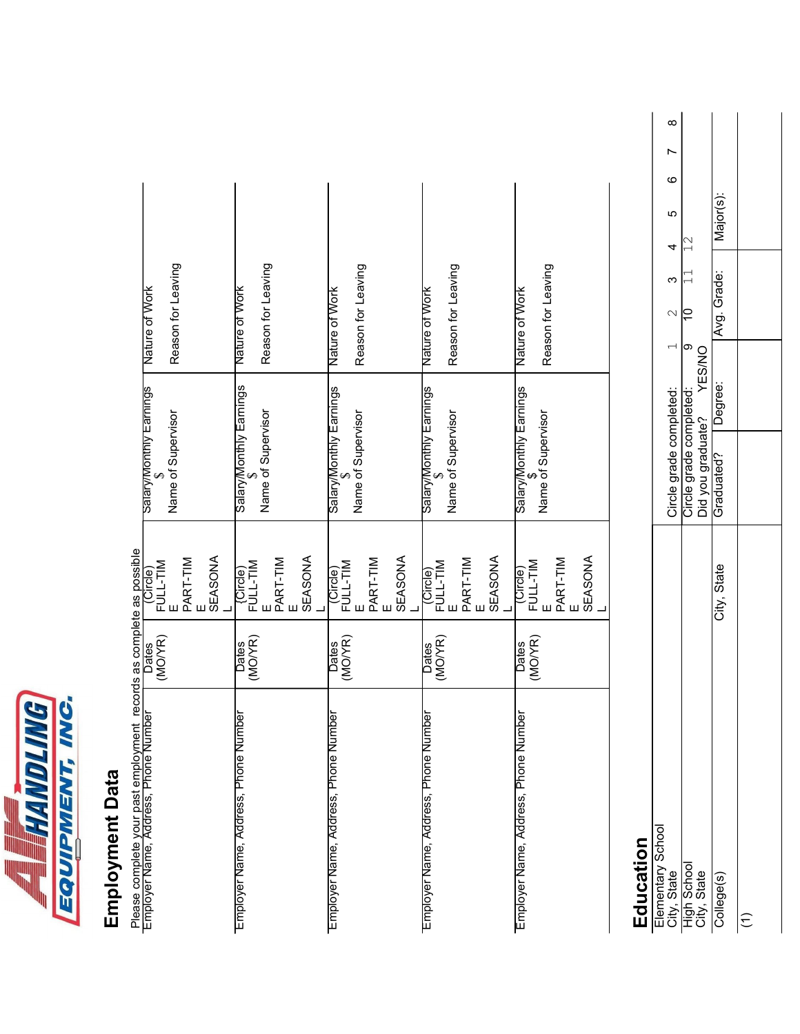## Employment Data

Please complete your past employment records as complete as possible

| Employer Name, Address, Phone Number | Dates (MO/YR) | (Circle) FULL-TIME PART-TIME SEASONAL | Salary/Monthly Earnings $ Name of Supervisor | Nature of Work Reason for Leaving |
|---|---|---|---|---|
| Employer Name, Address, Phone Number | Dates (MO/YR) | (Circle) FULL-TIME PART-TIME SEASONAL | Salary/Monthly Earnings $ Name of Supervisor | Nature of Work Reason for Leaving |
| Employer Name, Address, Phone Number | Dates (MO/YR) | (Circle) FULL-TIME PART-TIME SEASONAL | Salary/Monthly Earnings $ Name of Supervisor | Nature of Work Reason for Leaving |
| Employer Name, Address, Phone Number | Dates (MO/YR) | (Circle) FULL-TIME PART-TIME SEASONAL | Salary/Monthly Earnings $ Name of Supervisor | Nature of Work Reason for Leaving |
| Employer Name, Address, Phone Number | Dates (MO/YR) | (Circle) FULL-TIME PART-TIME SEASONAL | Salary/Monthly Earnings $ Name of Supervisor | Nature of Work Reason for Leaving |

## Education

| | | | | | |
|---|---|---|---|---|---|
| Elementary School City, State | | Circle grade completed: 1 2 3 4 5 6 7 8 | | | |
| High School City, State | | Circle grade completed: 9 10 11 12 Did you graduate? YES/NO | | | |
| College(s) | City, State | Graduated? | Degree: | Avg. Grade: | Major(s): |
| (1) | | | | | |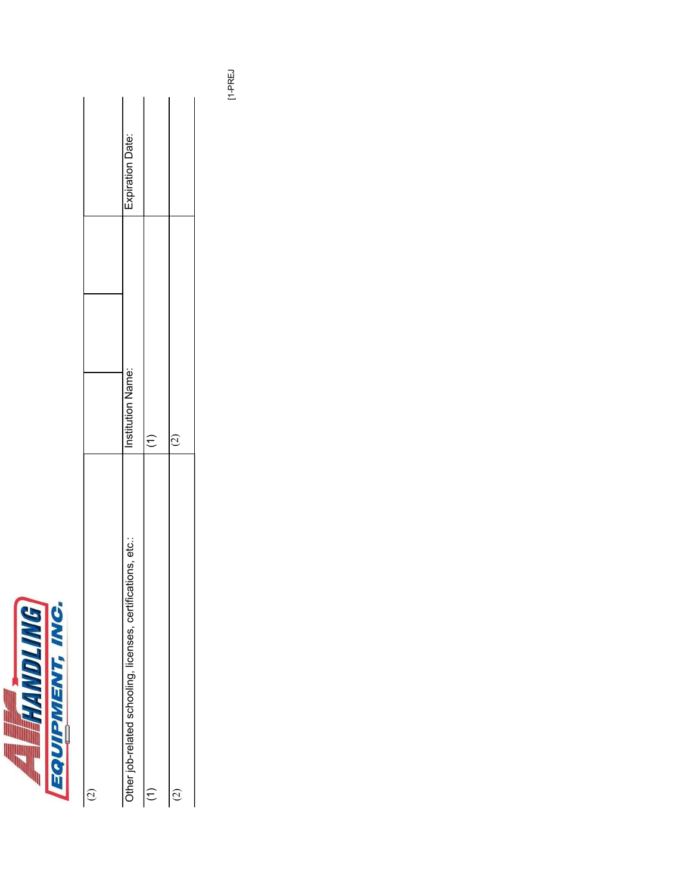| (2) | | | |
|---|---|---|---|
| Other job-related schooling, licenses, certifications, etc.: | Institution Name: | | Expiration Date: |
| (1) | (1) | | |
| (2) | (2) | | |

[1-PREJ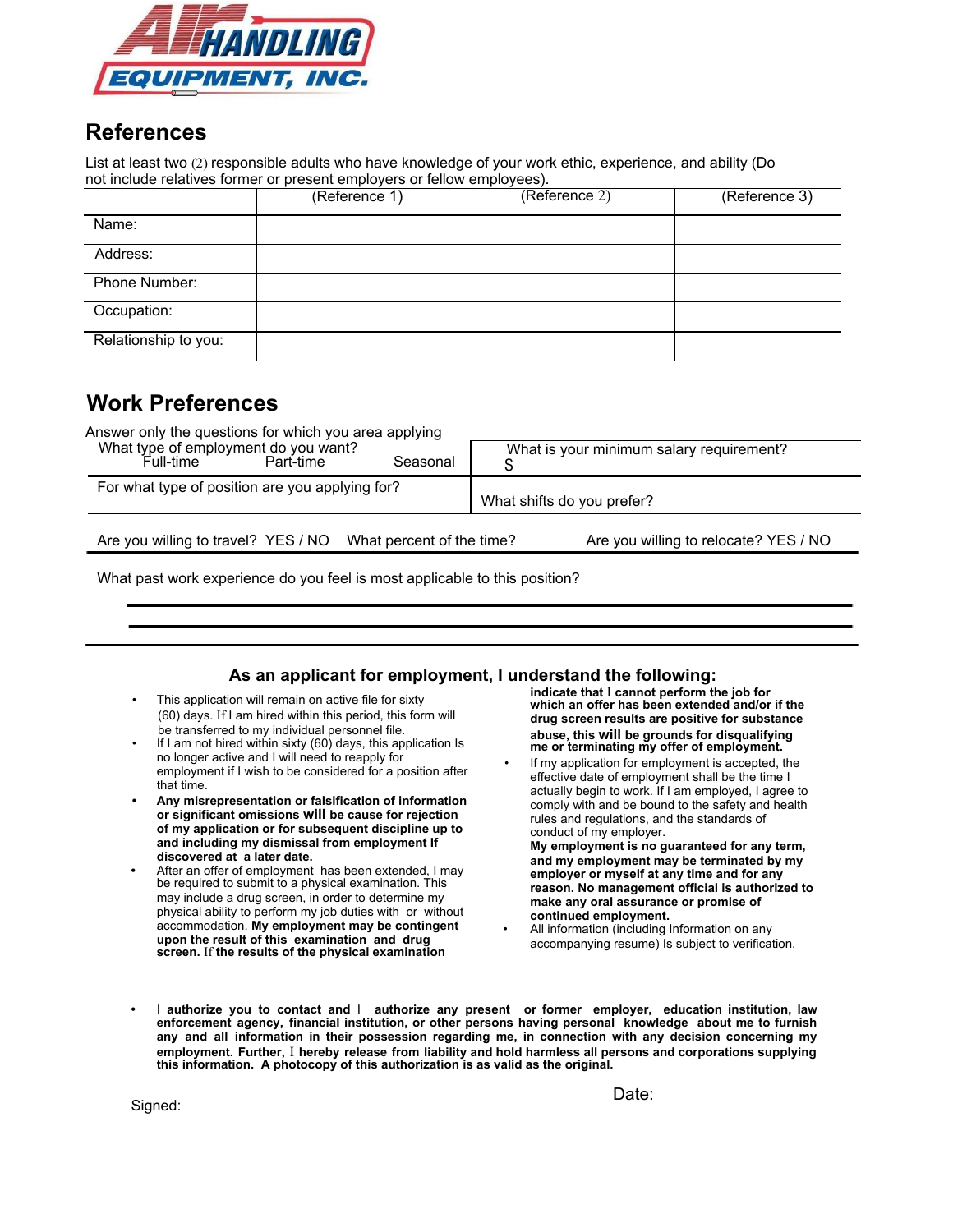**AIR HANDLING EQUIPMENT, INC.**

## References

List at least two (2) responsible adults who have knowledge of your work ethic, experience, and ability (Do not include relatives former or present employers or fellow employees).

| | (Reference 1) | (Reference 2) | (Reference 3) |
|---|---|---|---|
| Name: | | | |
| Address: | | | |
| Phone Number: | | | |
| Occupation: | | | |
| Relationship to you: | | | |

## Work Preferences

Answer only the questions for which you area applying

| | |
|---|---|
| What type of employment do you want?<br>Full-time Part-time Seasonal | What is your minimum salary requirement?<br>$ |
| For what type of position are you applying for? | What shifts do you prefer? |

Are you willing to travel? YES / NO What percent of the time? Are you willing to relocate? YES / NO

What past work experience do you feel is most applicable to this position?

___

___

### As an applicant for employment, I understand the following:

- This application will remain on active file for sixty (60) days. If I am hired within this period, this form will be transferred to my individual personnel file.
- If I am not hired within sixty (60) days, this application Is no longer active and I will need to reapply for employment if I wish to be considered for a position after that time.
- **Any misrepresentation or falsification of information or significant omissions will be cause for rejection of my application or for subsequent discipline up to and including my dismissal from employment If discovered at a later date.**
- After an offer of employment has been extended, I may be required to submit to a physical examination. This may include a drug screen, in order to determine my physical ability to perform my job duties with or without accommodation. **My employment may be contingent upon the result of this examination and drug screen. If the results of the physical examination indicate that I cannot perform the job for which an offer has been extended and/or if the drug screen results are positive for substance abuse, this will be grounds for disqualifying me or terminating my offer of employment.**
- If my application for employment is accepted, the effective date of employment shall be the time I actually begin to work. If I am employed, I agree to comply with and be bound to the safety and health rules and regulations, and the standards of conduct of my employer. **My employment is no guaranteed for any term, and my employment may be terminated by my employer or myself at any time and for any reason. No management official is authorized to make any oral assurance or promise of continued employment.**
- All information (including Information on any accompanying resume) Is subject to verification.

- **I authorize you to contact and I authorize any present or former employer, education institution, law enforcement agency, financial institution, or other persons having personal knowledge about me to furnish any and all information in their possession regarding me, in connection with any decision concerning my employment. Further, I hereby release from liability and hold harmless all persons and corporations supplying this information. A photocopy of this authorization is as valid as the original.**

Signed: Date: